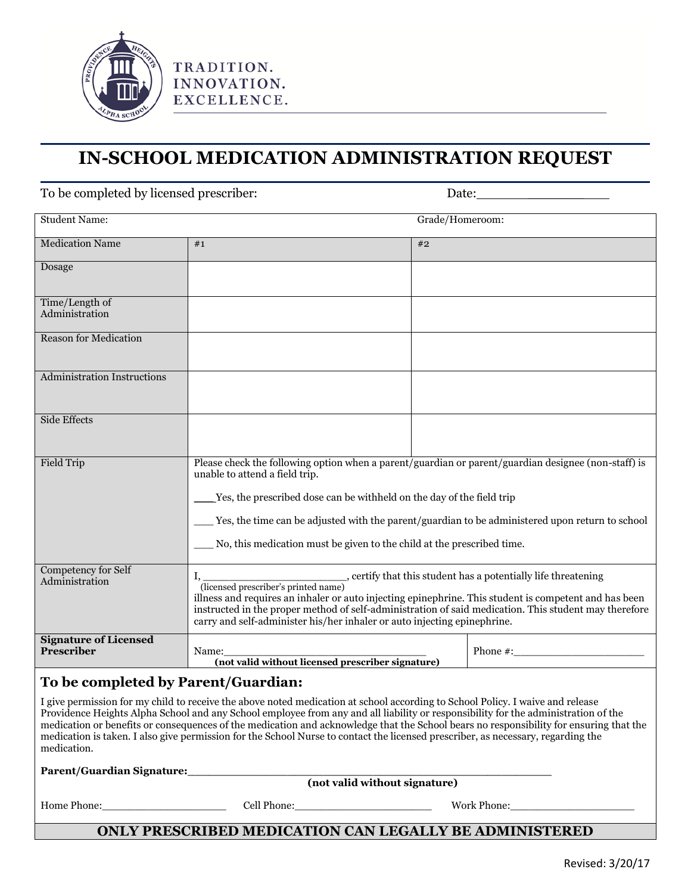TRADITION.
INNOVATION.
EXCELLENCE.

# IN-SCHOOL MEDICATION ADMINISTRATION REQUEST

To be completed by licensed prescriber: Date:_______________

| Student Name: | | Grade/Homeroom: |
|---|---|---|
| Medication Name | #1 | #2 |
| Dosage | | |
| Time/Length of Administration | | |
| Reason for Medication | | |
| Administration Instructions | | |
| Side Effects | | |
| Field Trip | Please check the following option when a parent/guardian or parent/guardian designee (non-staff) is unable to attend a field trip.<br><br>___Yes, the prescribed dose can be withheld on the day of the field trip<br><br>___ Yes, the time can be adjusted with the parent/guardian to be administered upon return to school<br><br>___ No, this medication must be given to the child at the prescribed time. | |
| Competency for Self Administration | I, ______________________, certify that this student has a potentially life threatening (licensed prescriber's printed name) illness and requires an inhaler or auto injecting epinephrine. This student is competent and has been instructed in the proper method of self-administration of said medication. This student may therefore carry and self-administer his/her inhaler or auto injecting epinephrine. | |
| **Signature of Licensed Prescriber** | Name:______________________________ **(not valid without licensed prescriber signature)** | Phone #:____________________ |

## To be completed by Parent/Guardian:

I give permission for my child to receive the above noted medication at school according to School Policy. I waive and release Providence Heights Alpha School and any School employee from any and all liability or responsibility for the administration of the medication or benefits or consequences of the medication and acknowledge that the School bears no responsibility for ensuring that the medication is taken. I also give permission for the School Nurse to contact the licensed prescriber, as necessary, regarding the medication.

**Parent/Guardian Signature:**_______________________________________________________
**(not valid without signature)**

Home Phone:____________________ Cell Phone:______________________ Work Phone:____________________

**ONLY PRESCRIBED MEDICATION CAN LEGALLY BE ADMINISTERED**

Revised: 3/20/17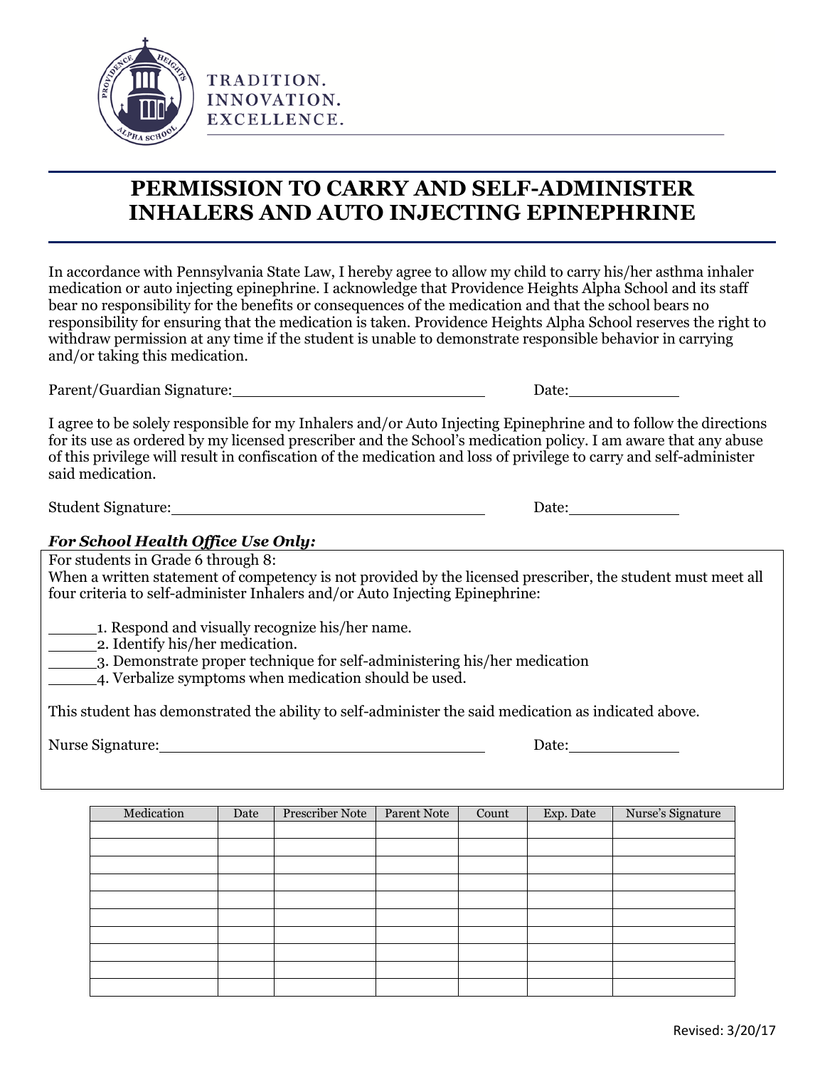TRADITION.
INNOVATION.
EXCELLENCE.

# PERMISSION TO CARRY AND SELF-ADMINISTER INHALERS AND AUTO INJECTING EPINEPHRINE

In accordance with Pennsylvania State Law, I hereby agree to allow my child to carry his/her asthma inhaler medication or auto injecting epinephrine. I acknowledge that Providence Heights Alpha School and its staff bear no responsibility for the benefits or consequences of the medication and that the school bears no responsibility for ensuring that the medication is taken. Providence Heights Alpha School reserves the right to withdraw permission at any time if the student is unable to demonstrate responsible behavior in carrying and/or taking this medication.

Parent/Guardian Signature:____________________________ Date:____________

I agree to be solely responsible for my Inhalers and/or Auto Injecting Epinephrine and to follow the directions for its use as ordered by my licensed prescriber and the School's medication policy. I am aware that any abuse of this privilege will result in confiscation of the medication and loss of privilege to carry and self-administer said medication.

Student Signature:__________________________________ Date:____________

***For School Health Office Use Only:***

For students in Grade 6 through 8:
When a written statement of competency is not provided by the licensed prescriber, the student must meet all four criteria to self-administer Inhalers and/or Auto Injecting Epinephrine:

_____1. Respond and visually recognize his/her name.
_____2. Identify his/her medication.
_____3. Demonstrate proper technique for self-administering his/her medication
_____4. Verbalize symptoms when medication should be used.

This student has demonstrated the ability to self-administer the said medication as indicated above.

Nurse Signature:__________________________________ Date:____________

| Medication | Date | Prescriber Note | Parent Note | Count | Exp. Date | Nurse's Signature |
|---|---|---|---|---|---|---|
| | | | | | | |
| | | | | | | |
| | | | | | | |
| | | | | | | |
| | | | | | | |
| | | | | | | |
| | | | | | | |
| | | | | | | |
| | | | | | | |
| | | | | | | |

Revised: 3/20/17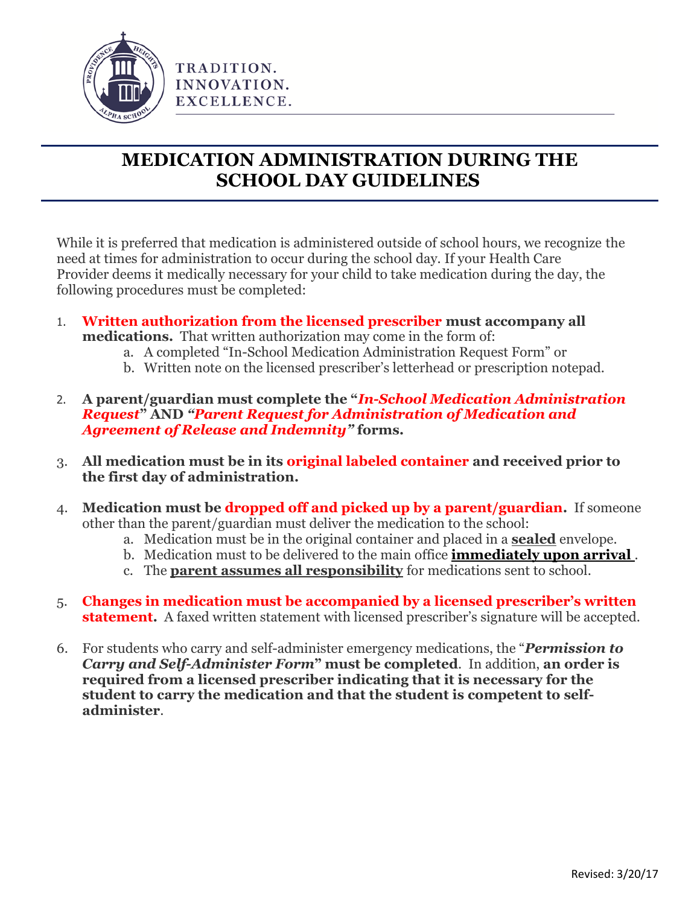TRADITION.
INNOVATION.
EXCELLENCE.

# MEDICATION ADMINISTRATION DURING THE SCHOOL DAY GUIDELINES

While it is preferred that medication is administered outside of school hours, we recognize the need at times for administration to occur during the school day. If your Health Care Provider deems it medically necessary for your child to take medication during the day, the following procedures must be completed:

1. **Written authorization from the licensed prescriber must accompany all medications.** That written authorization may come in the form of:
    a. A completed "In-School Medication Administration Request Form" or
    b. Written note on the licensed prescriber's letterhead or prescription notepad.

2. **A parent/guardian must complete the "*In-School Medication Administration Request*" AND *"Parent Request for Administration of Medication and Agreement of Release and Indemnity"* forms.**

3. **All medication must be in its original labeled container and received prior to the first day of administration.**

4. **Medication must be dropped off and picked up by a parent/guardian.** If someone other than the parent/guardian must deliver the medication to the school:
    a. Medication must be in the original container and placed in a **sealed** envelope.
    b. Medication must to be delivered to the main office **immediately upon arrival** .
    c. The **parent assumes all responsibility** for medications sent to school.

5. **Changes in medication must be accompanied by a licensed prescriber's written statement.** A faxed written statement with licensed prescriber's signature will be accepted.

6. For students who carry and self-administer emergency medications, the "***Permission to Carry and Self-Administer Form*" must be completed**. In addition, **an order is required from a licensed prescriber indicating that it is necessary for the student to carry the medication and that the student is competent to self-administer**.

Revised: 3/20/17